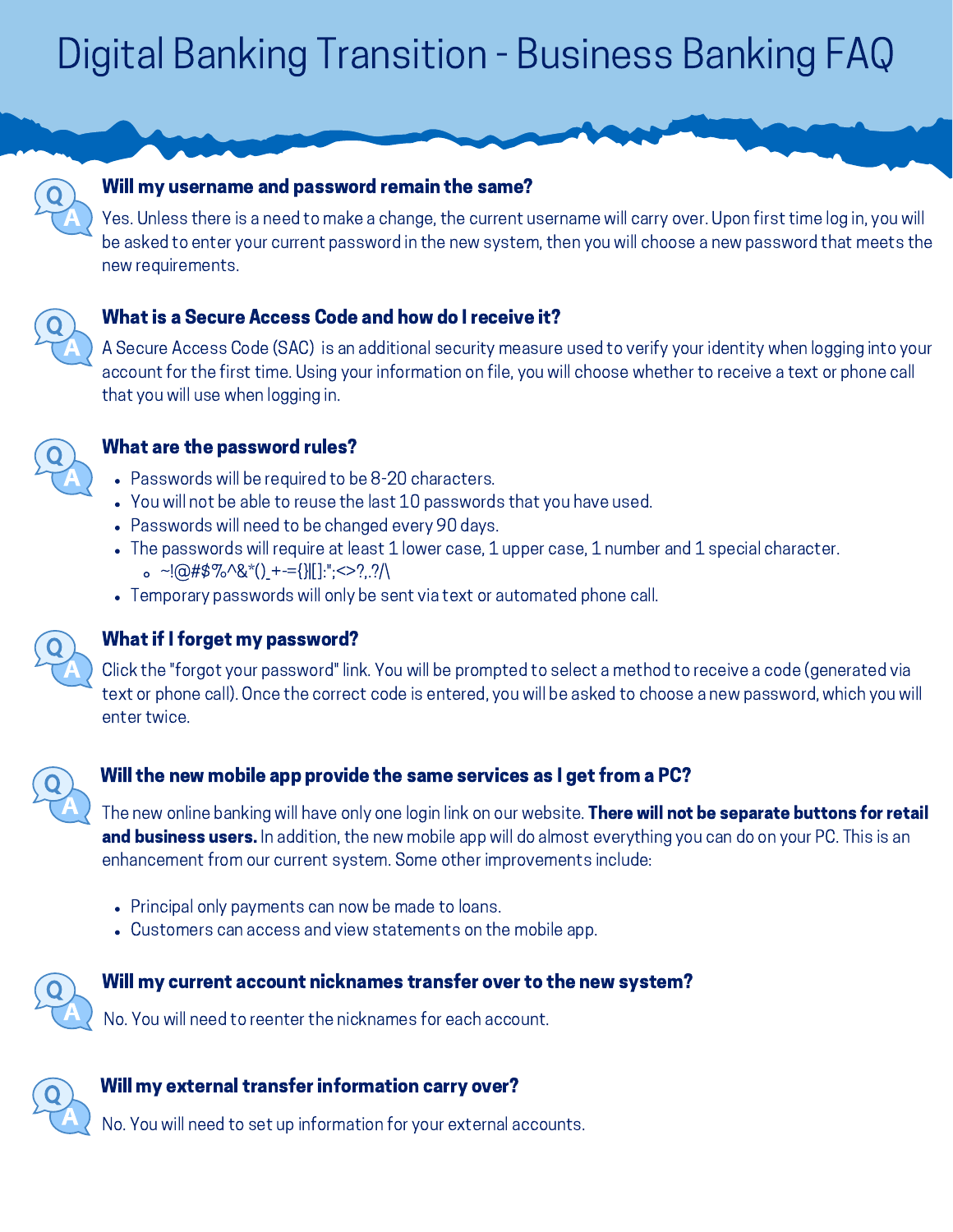# Digital Banking Transition - Business Banking FAQ

### Will my username and password remain the same?

Yes. Unless there is a need to make a change, the current username will carry over. Upon first time log in, you will be asked to enter your current password in the new system, then you will choose a new password that meets the new requirements.

### What is a Secure Access Code and how do I receive it?

A Secure Access Code (SAC) is an additional security measure used to verify your identity when logging into your account for the first time. Using your information on file, you will choose whether to receive a text or phone call that you will use when logging in.

### What are the password rules?

- Passwords will be required to be 8-20 characters.
- You will not be able to reuse the last 10 passwords that you have used.
- Passwords will need to be changed every 90 days.
- The passwords will require at least 1 lower case, 1 upper case, 1 number and 1 special character.
  - ~!@#$%^&*()_+-={}|[]:";<>?,.?/\
- Temporary passwords will only be sent via text or automated phone call.

### What if I forget my password?

Click the "forgot your password" link. You will be prompted to select a method to receive a code (generated via text or phone call). Once the correct code is entered, you will be asked to choose a new password, which you will enter twice.

### Will the new mobile app provide the same services as I get from a PC?

The new online banking will have only one login link on our website. **There will not be separate buttons for retail and business users.** In addition, the new mobile app will do almost everything you can do on your PC. This is an enhancement from our current system. Some other improvements include:

- Principal only payments can now be made to loans.
- Customers can access and view statements on the mobile app.

### Will my current account nicknames transfer over to the new system?

No. You will need to reenter the nicknames for each account.

### Will my external transfer information carry over?

No. You will need to set up information for your external accounts.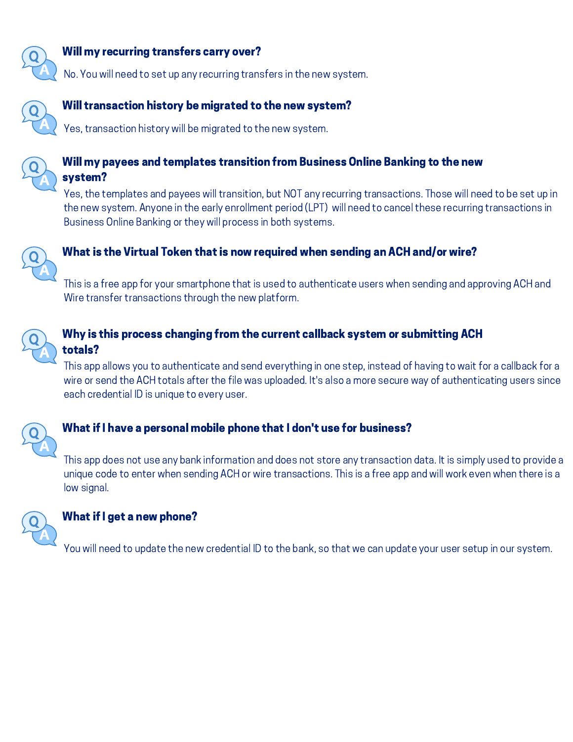**Will my recurring transfers carry over?**

No. You will need to set up any recurring transfers in the new system.

**Will transaction history be migrated to the new system?**

Yes, transaction history will be migrated to the new system.

**Will my payees and templates transition from Business Online Banking to the new system?**

Yes, the templates and payees will transition, but NOT any recurring transactions. Those will need to be set up in the new system. Anyone in the early enrollment period (LPT) will need to cancel these recurring transactions in Business Online Banking or they will process in both systems.

**What is the Virtual Token that is now required when sending an ACH and/or wire?**

This is a free app for your smartphone that is used to authenticate users when sending and approving ACH and Wire transfer transactions through the new platform.

**Why is this process changing from the current callback system or submitting ACH totals?**

This app allows you to authenticate and send everything in one step, instead of having to wait for a callback for a wire or send the ACH totals after the file was uploaded. It's also a more secure way of authenticating users since each credential ID is unique to every user.

**What if I have a personal mobile phone that I don't use for business?**

This app does not use any bank information and does not store any transaction data. It is simply used to provide a unique code to enter when sending ACH or wire transactions. This is a free app and will work even when there is a low signal.

**What if I get a new phone?**

You will need to update the new credential ID to the bank, so that we can update your user setup in our system.